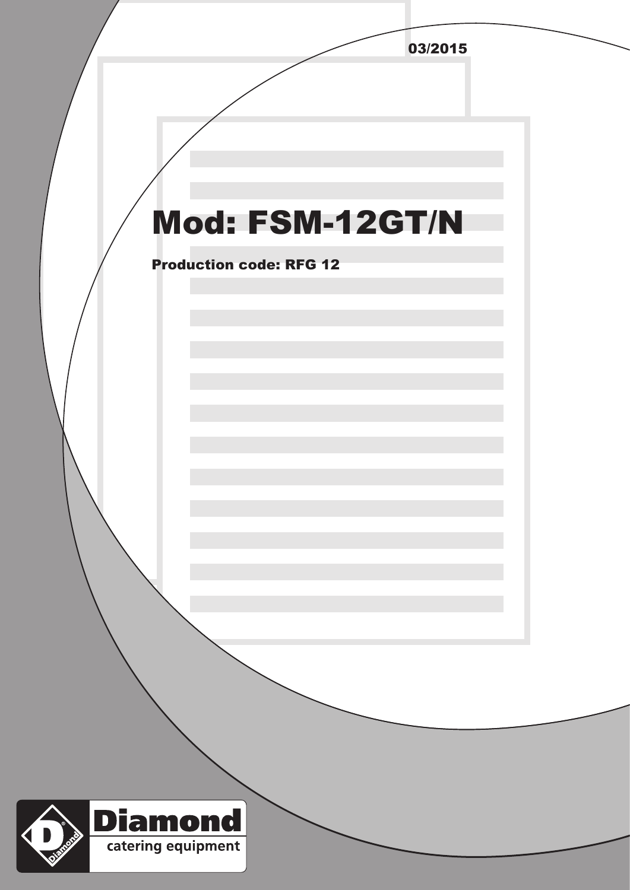03/2015

# Mod: FSM-12GT/N

**Production code: RFG 12**

Diamond
catering equipment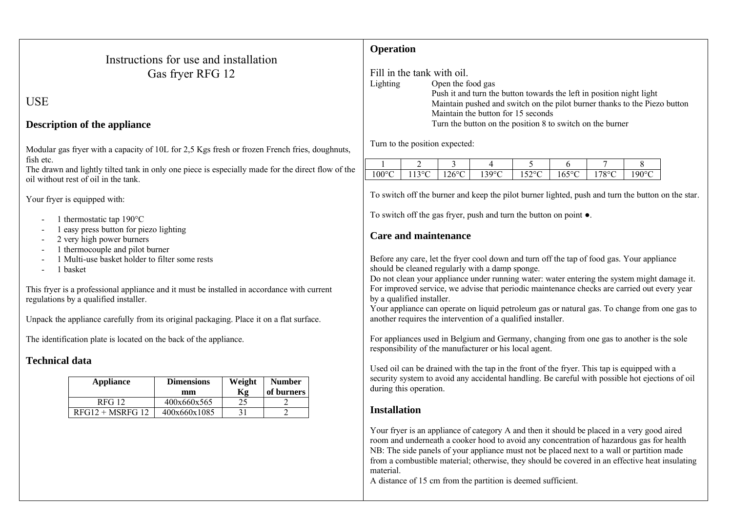# Instructions for use and installation
# Gas fryer RFG 12

## USE

### Description of the appliance

Modular gas fryer with a capacity of 10L for 2,5 Kgs fresh or frozen French fries, doughnuts, fish etc.
The drawn and lightly tilted tank in only one piece is especially made for the direct flow of the oil without rest of oil in the tank.

Your fryer is equipped with:

- 1 thermostatic tap 190°C
- 1 easy press button for piezo lighting
- 2 very high power burners
- 1 thermocouple and pilot burner
- 1 Multi-use basket holder to filter some rests
- 1 basket

This fryer is a professional appliance and it must be installed in accordance with current regulations by a qualified installer.

Unpack the appliance carefully from its original packaging. Place it on a flat surface.

The identification plate is located on the back of the appliance.

### Technical data

| Appliance | Dimensions mm | Weight Kg | Number of burners |
|---|---|---|---|
| RFG 12 | 400x660x565 | 25 | 2 |
| RFG12 + MSRFG 12 | 400x660x1085 | 31 | 2 |

### Operation

Fill in the tank with oil.

Lighting
- Open the food gas
- Push it and turn the button towards the left in position night light
- Maintain pushed and switch on the pilot burner thanks to the Piezo button
- Maintain the button for 15 seconds
- Turn the button on the position 8 to switch on the burner

Turn to the position expected:

| 1 | 2 | 3 | 4 | 5 | 6 | 7 | 8 |
|---|---|---|---|---|---|---|---|
| 100°C | 113°C | 126°C | 139°C | 152°C | 165°C | 178°C | 190°C |

To switch off the burner and keep the pilot burner lighted, push and turn the button on the star.

To switch off the gas fryer, push and turn the button on point ●.

### Care and maintenance

Before any care, let the fryer cool down and turn off the tap of food gas. Your appliance should be cleaned regularly with a damp sponge.
Do not clean your appliance under running water: water entering the system might damage it.
For improved service, we advise that periodic maintenance checks are carried out every year by a qualified installer.
Your appliance can operate on liquid petroleum gas or natural gas. To change from one gas to another requires the intervention of a qualified installer.

For appliances used in Belgium and Germany, changing from one gas to another is the sole responsibility of the manufacturer or his local agent.

Used oil can be drained with the tap in the front of the fryer. This tap is equipped with a security system to avoid any accidental handling. Be careful with possible hot ejections of oil during this operation.

### Installation

Your fryer is an appliance of category A and then it should be placed in a very good aired room and underneath a cooker hood to avoid any concentration of hazardous gas for health
NB: The side panels of your appliance must not be placed next to a wall or partition made from a combustible material; otherwise, they should be covered in an effective heat insulating material.
A distance of 15 cm from the partition is deemed sufficient.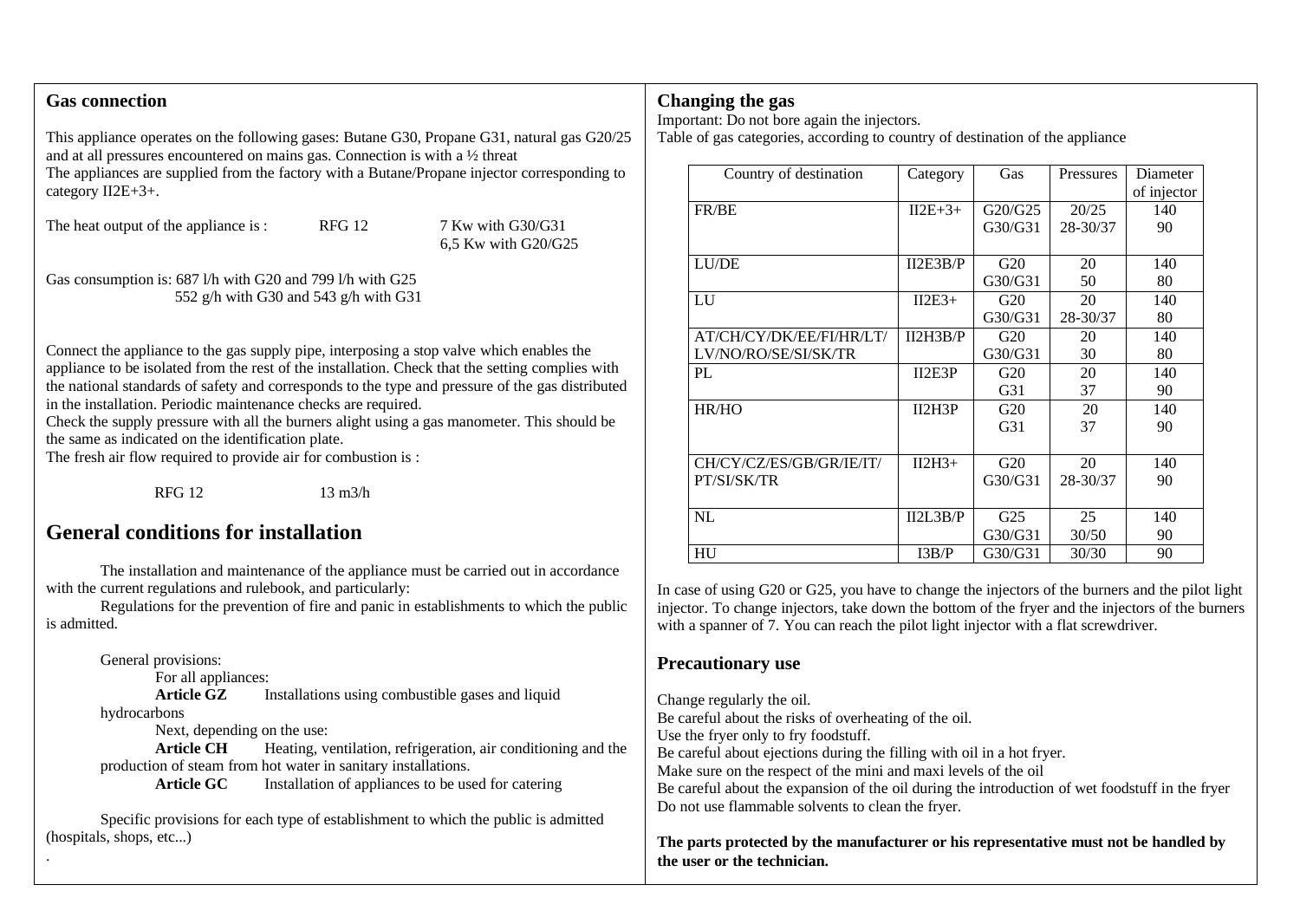## Gas connection

This appliance operates on the following gases: Butane G30, Propane G31, natural gas G20/25 and at all pressures encountered on mains gas. Connection is with a ½ threat
The appliances are supplied from the factory with a Butane/Propane injector corresponding to category II2E+3+.

The heat output of the appliance is : RFG 12 7 Kw with G30/G31
6,5 Kw with G20/G25

Gas consumption is: 687 l/h with G20 and 799 l/h with G25
552 g/h with G30 and 543 g/h with G31

Connect the appliance to the gas supply pipe, interposing a stop valve which enables the appliance to be isolated from the rest of the installation. Check that the setting complies with the national standards of safety and corresponds to the type and pressure of the gas distributed in the installation. Periodic maintenance checks are required.
Check the supply pressure with all the burners alight using a gas manometer. This should be the same as indicated on the identification plate.
The fresh air flow required to provide air for combustion is :

RFG 12 13 m3/h

# General conditions for installation

The installation and maintenance of the appliance must be carried out in accordance with the current regulations and rulebook, and particularly:
Regulations for the prevention of fire and panic in establishments to which the public is admitted.

General provisions:
For all appliances:
**Article GZ** Installations using combustible gases and liquid hydrocarbons
Next, depending on the use:
**Article CH** Heating, ventilation, refrigeration, air conditioning and the production of steam from hot water in sanitary installations.
**Article GC** Installation of appliances to be used for catering

Specific provisions for each type of establishment to which the public is admitted (hospitals, shops, etc...)
.

## Changing the gas

Important: Do not bore again the injectors.
Table of gas categories, according to country of destination of the appliance

| Country of destination | Category | Gas | Pressures | Diameter of injector |
|---|---|---|---|---|
| FR/BE | II2E+3+ | G20/G25<br>G30/G31 | 20/25<br>28-30/37 | 140<br>90 |
| LU/DE | II2E3B/P | G20<br>G30/G31 | 20<br>50 | 140<br>80 |
| LU | II2E3+ | G20<br>G30/G31 | 20<br>28-30/37 | 140<br>80 |
| AT/CH/CY/DK/EE/FI/HR/LT/ LV/NO/RO/SE/SI/SK/TR | II2H3B/P | G20<br>G30/G31 | 20<br>30 | 140<br>80 |
| PL | II2E3P | G20<br>G31 | 20<br>37 | 140<br>90 |
| HR/HO | II2H3P | G20<br>G31 | 20<br>37 | 140<br>90 |
| CH/CY/CZ/ES/GB/GR/IE/IT/ PT/SI/SK/TR | II2H3+ | G20<br>G30/G31 | 20<br>28-30/37 | 140<br>90 |
| NL | II2L3B/P | G25<br>G30/G31 | 25<br>30/50 | 140<br>90 |
| HU | I3B/P | G30/G31 | 30/30 | 90 |

In case of using G20 or G25, you have to change the injectors of the burners and the pilot light injector. To change injectors, take down the bottom of the fryer and the injectors of the burners with a spanner of 7. You can reach the pilot light injector with a flat screwdriver.

## Precautionary use

Change regularly the oil.
Be careful about the risks of overheating of the oil.
Use the fryer only to fry foodstuff.
Be careful about ejections during the filling with oil in a hot fryer.
Make sure on the respect of the mini and maxi levels of the oil
Be careful about the expansion of the oil during the introduction of wet foodstuff in the fryer
Do not use flammable solvents to clean the fryer.

**The parts protected by the manufacturer or his representative must not be handled by the user or the technician.**